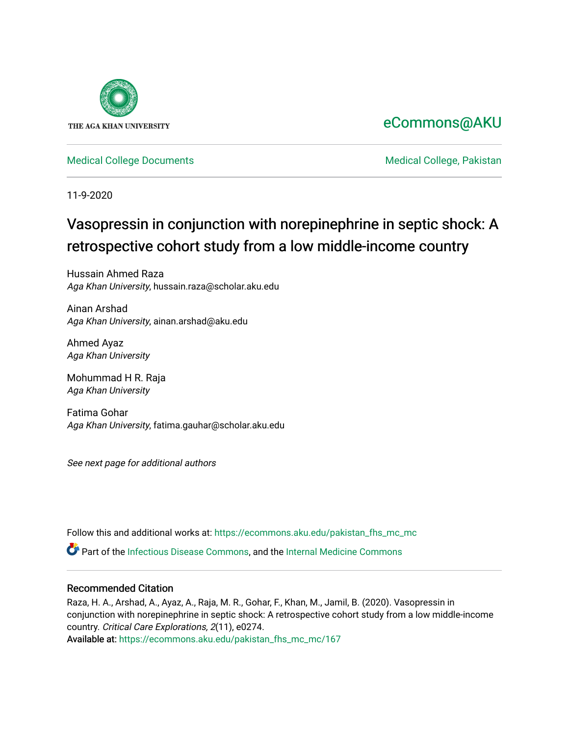THE AGA KHAN UNIVERSITY

eCommons@AKU

Medical College Documents

Medical College, Pakistan

11-9-2020

# Vasopressin in conjunction with norepinephrine in septic shock: A retrospective cohort study from a low middle-income country

Hussain Ahmed Raza
*Aga Khan University*, hussain.raza@scholar.aku.edu

Ainan Arshad
*Aga Khan University*, ainan.arshad@aku.edu

Ahmed Ayaz
*Aga Khan University*

Mohummad H R. Raja
*Aga Khan University*

Fatima Gohar
*Aga Khan University*, fatima.gauhar@scholar.aku.edu

*See next page for additional authors*

Follow this and additional works at: https://ecommons.aku.edu/pakistan_fhs_mc_mc

Part of the Infectious Disease Commons, and the Internal Medicine Commons

## Recommended Citation

Raza, H. A., Arshad, A., Ayaz, A., Raja, M. R., Gohar, F., Khan, M., Jamil, B. (2020). Vasopressin in conjunction with norepinephrine in septic shock: A retrospective cohort study from a low middle-income country. *Critical Care Explorations, 2*(11), e0274.
Available at: https://ecommons.aku.edu/pakistan_fhs_mc_mc/167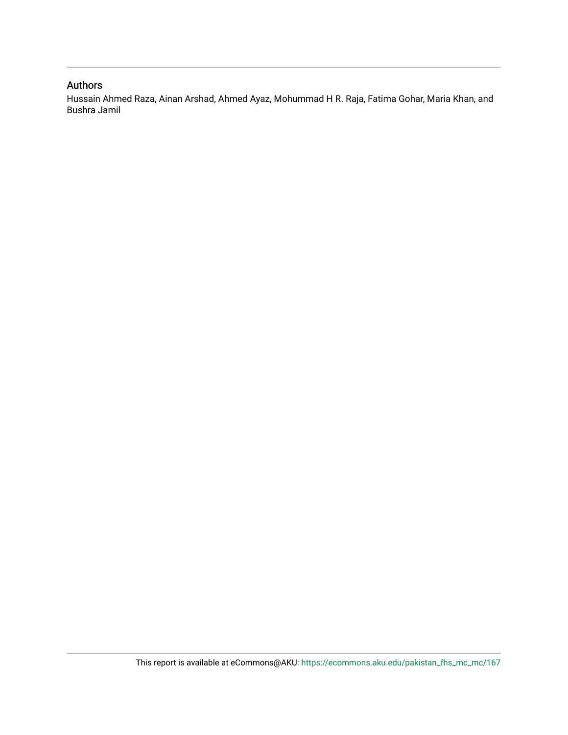## Authors

Hussain Ahmed Raza, Ainan Arshad, Ahmed Ayaz, Mohummad H R. Raja, Fatima Gohar, Maria Khan, and Bushra Jamil

This report is available at eCommons@AKU: https://ecommons.aku.edu/pakistan_fhs_mc_mc/167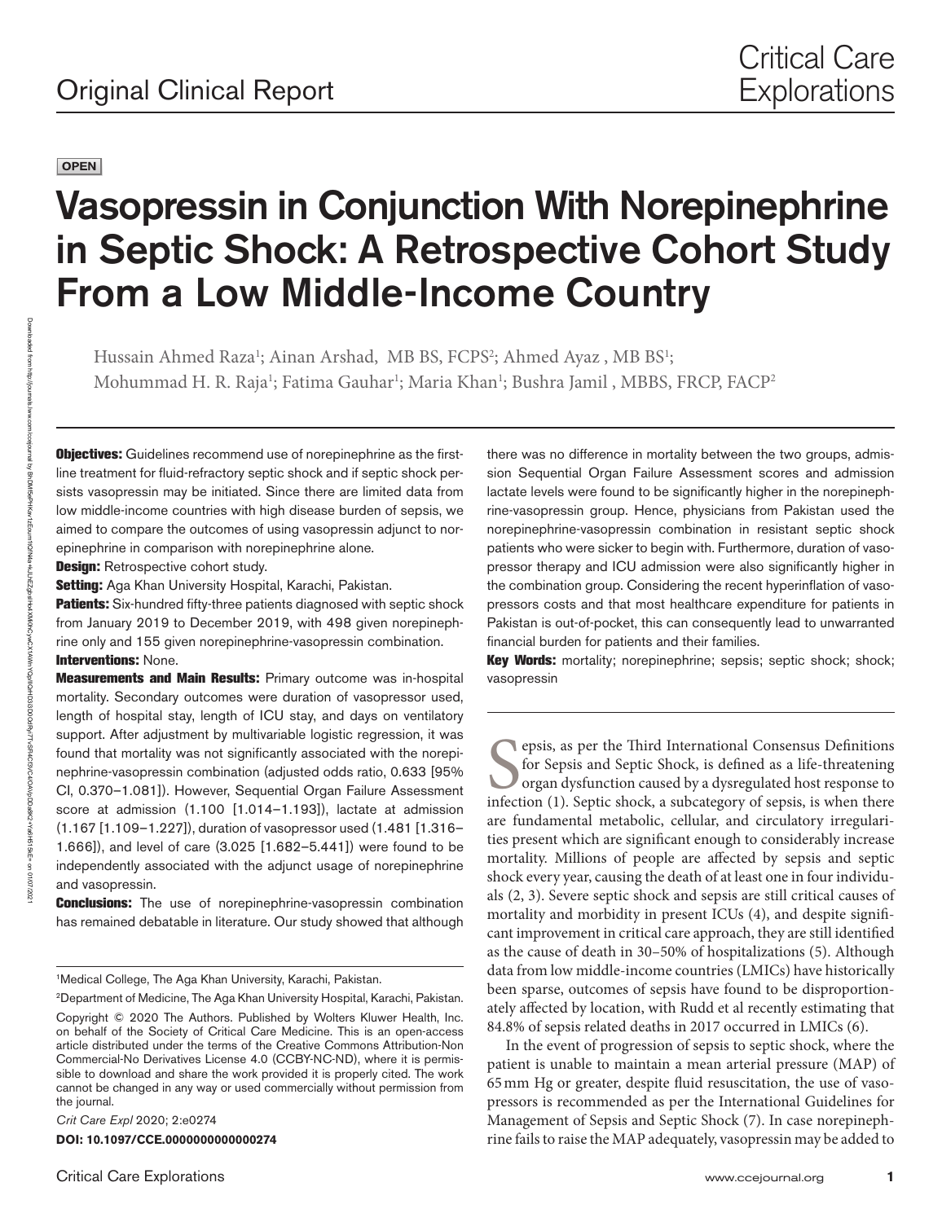**OPEN**

# Vasopressin in Conjunction With Norepinephrine in Septic Shock: A Retrospective Cohort Study From a Low Middle-Income Country

Hussain Ahmed Raza[1]; Ainan Arshad, MB BS, FCPS[2]; Ahmed Ayaz , MB BS[1]; Mohammad H. R. Raja[1]; Fatima Gauhar[1]; Maria Khan[1]; Bushra Jamil , MBBS, FRCP, FACP[2]

**Objectives:** Guidelines recommend use of norepinephrine as the first-line treatment for fluid-refractory septic shock and if septic shock persists vasopressin may be initiated. Since there are limited data from low middle-income countries with high disease burden of sepsis, we aimed to compare the outcomes of using vasopressin adjunct to norepinephrine in comparison with norepinephrine alone.

**Design:** Retrospective cohort study.

**Setting:** Aga Khan University Hospital, Karachi, Pakistan.

**Patients:** Six-hundred fifty-three patients diagnosed with septic shock from January 2019 to December 2019, with 498 given norepinephrine only and 155 given norepinephrine-vasopressin combination.

**Interventions:** None.

**Measurements and Main Results:** Primary outcome was in-hospital mortality. Secondary outcomes were duration of vasopressor used, length of hospital stay, length of ICU stay, and days on ventilatory support. After adjustment by multivariable logistic regression, it was found that mortality was not significantly associated with the norepinephrine-vasopressin combination (adjusted odds ratio, 0.633 [95% CI, 0.370–1.081]). However, Sequential Organ Failure Assessment score at admission (1.100 [1.014–1.193]), lactate at admission (1.167 [1.109–1.227]), duration of vasopressor used (1.481 [1.316–1.666]), and level of care (3.025 [1.682–5.441]) were found to be independently associated with the adjunct usage of norepinephrine and vasopressin.

**Conclusions:** The use of norepinephrine-vasopressin combination has remained debatable in literature. Our study showed that although there was no difference in mortality between the two groups, admission Sequential Organ Failure Assessment scores and admission lactate levels were found to be significantly higher in the norepinephrine-vasopressin group. Hence, physicians from Pakistan used the norepinephrine-vasopressin combination in resistant septic shock patients who were sicker to begin with. Furthermore, duration of vasopressor therapy and ICU admission were also significantly higher in the combination group. Considering the recent hyperinflation of vasopressors costs and that most healthcare expenditure for patients in Pakistan is out-of-pocket, this can consequently lead to unwarranted financial burden for patients and their families.

**Key Words:** mortality; norepinephrine; sepsis; septic shock; shock; vasopressin

Sepsis, as per the Third International Consensus Definitions for Sepsis and Septic Shock, is defined as a life-threatening organ dysfunction caused by a dysregulated host response to infection (1). Septic shock, a subcategory of sepsis, is when there are fundamental metabolic, cellular, and circulatory irregularities present which are significant enough to considerably increase mortality. Millions of people are affected by sepsis and septic shock every year, causing the death of at least one in four individuals (2, 3). Severe septic shock and sepsis are still critical causes of mortality and morbidity in present ICUs (4), and despite significant improvement in critical care approach, they are still identified as the cause of death in 30–50% of hospitalizations (5). Although data from low middle-income countries (LMICs) have historically been sparse, outcomes of sepsis have found to be disproportionately affected by location, with Rudd et al recently estimating that 84.8% of sepsis related deaths in 2017 occurred in LMICs (6).

In the event of progression of sepsis to septic shock, where the patient is unable to maintain a mean arterial pressure (MAP) of 65 mm Hg or greater, despite fluid resuscitation, the use of vasopressors is recommended as per the International Guidelines for Management of Sepsis and Septic Shock (7). In case norepinephrine fails to raise the MAP adequately, vasopressin may be added to

[1]Medical College, The Aga Khan University, Karachi, Pakistan.

[2]Department of Medicine, The Aga Khan University Hospital, Karachi, Pakistan.

Copyright © 2020 The Authors. Published by Wolters Kluwer Health, Inc. on behalf of the Society of Critical Care Medicine. This is an open-access article distributed under the terms of the Creative Commons Attribution-Non Commercial-No Derivatives License 4.0 (CCBY-NC-ND), where it is permissible to download and share the work provided it is properly cited. The work cannot be changed in any way or used commercially without permission from the journal.

*Crit Care Expl* 2020; 2:e0274

**DOI: 10.1097/CCE.0000000000000274**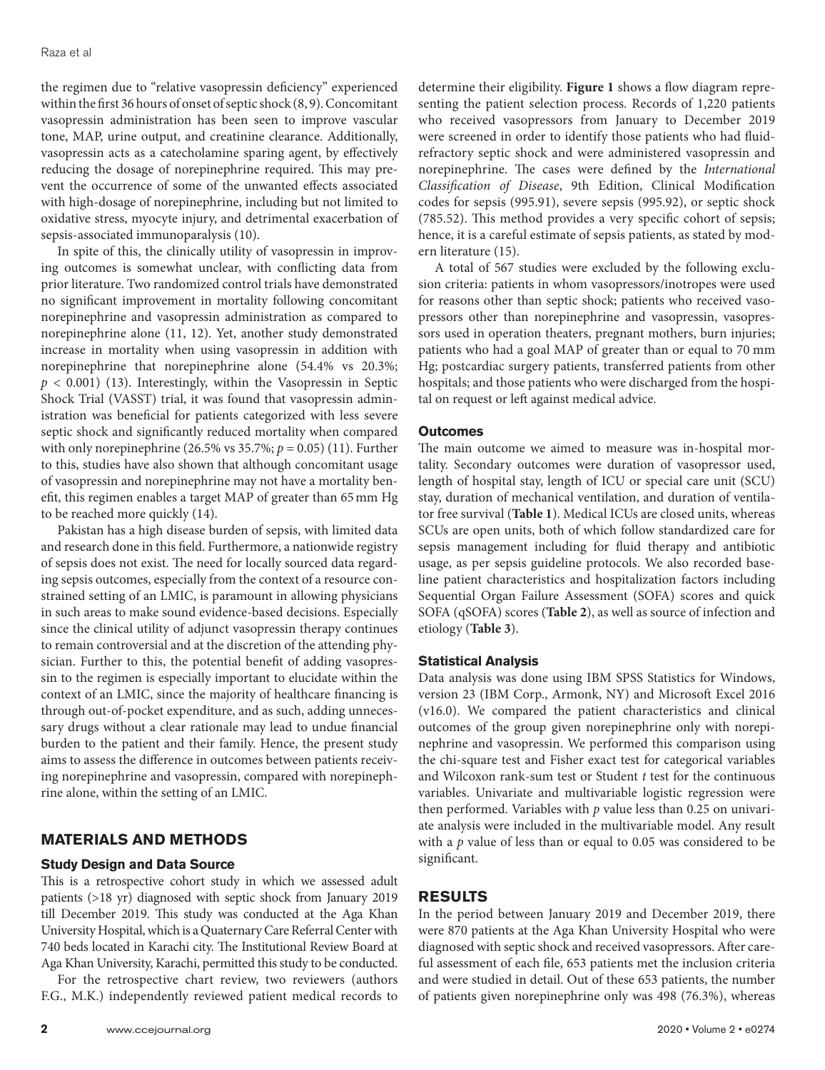the regimen due to "relative vasopressin deficiency" experienced within the first 36 hours of onset of septic shock (8, 9). Concomitant vasopressin administration has been seen to improve vascular tone, MAP, urine output, and creatinine clearance. Additionally, vasopressin acts as a catecholamine sparing agent, by effectively reducing the dosage of norepinephrine required. This may prevent the occurrence of some of the unwanted effects associated with high-dosage of norepinephrine, including but not limited to oxidative stress, myocyte injury, and detrimental exacerbation of sepsis-associated immunoparalysis (10).

In spite of this, the clinically utility of vasopressin in improving outcomes is somewhat unclear, with conflicting data from prior literature. Two randomized control trials have demonstrated no significant improvement in mortality following concomitant norepinephrine and vasopressin administration as compared to norepinephrine alone (11, 12). Yet, another study demonstrated increase in mortality when using vasopressin in addition with norepinephrine that norepinephrine alone (54.4% vs 20.3%; $p < 0.001$) (13). Interestingly, within the Vasopressin in Septic Shock Trial (VASST) trial, it was found that vasopressin administration was beneficial for patients categorized with less severe septic shock and significantly reduced mortality when compared with only norepinephrine (26.5% vs 35.7%; $p = 0.05$) (11). Further to this, studies have also shown that although concomitant usage of vasopressin and norepinephrine may not have a mortality benefit, this regimen enables a target MAP of greater than 65 mm Hg to be reached more quickly (14).

Pakistan has a high disease burden of sepsis, with limited data and research done in this field. Furthermore, a nationwide registry of sepsis does not exist. The need for locally sourced data regarding sepsis outcomes, especially from the context of a resource constrained setting of an LMIC, is paramount in allowing physicians in such areas to make sound evidence-based decisions. Especially since the clinical utility of adjunct vasopressin therapy continues to remain controversial and at the discretion of the attending physician. Further to this, the potential benefit of adding vasopressin to the regimen is especially important to elucidate within the context of an LMIC, since the majority of healthcare financing is through out-of-pocket expenditure, and as such, adding unnecessary drugs without a clear rationale may lead to undue financial burden to the patient and their family. Hence, the present study aims to assess the difference in outcomes between patients receiving norepinephrine and vasopressin, compared with norepinephrine alone, within the setting of an LMIC.

## MATERIALS AND METHODS

### Study Design and Data Source

This is a retrospective cohort study in which we assessed adult patients (>18 yr) diagnosed with septic shock from January 2019 till December 2019. This study was conducted at the Aga Khan University Hospital, which is a Quaternary Care Referral Center with 740 beds located in Karachi city. The Institutional Review Board at Aga Khan University, Karachi, permitted this study to be conducted.

For the retrospective chart review, two reviewers (authors F.G., M.K.) independently reviewed patient medical records to determine their eligibility. **Figure 1** shows a flow diagram representing the patient selection process. Records of 1,220 patients who received vasopressors from January to December 2019 were screened in order to identify those patients who had fluid-refractory septic shock and were administered vasopressin and norepinephrine. The cases were defined by the *International Classification of Disease*, 9th Edition, Clinical Modification codes for sepsis (995.91), severe sepsis (995.92), or septic shock (785.52). This method provides a very specific cohort of sepsis; hence, it is a careful estimate of sepsis patients, as stated by modern literature (15).

A total of 567 studies were excluded by the following exclusion criteria: patients in whom vasopressors/inotropes were used for reasons other than septic shock; patients who received vasopressors other than norepinephrine and vasopressin, vasopressors used in operation theaters, pregnant mothers, burn injuries; patients who had a goal MAP of greater than or equal to 70 mm Hg; postcardiac surgery patients, transferred patients from other hospitals; and those patients who were discharged from the hospital on request or left against medical advice.

### Outcomes

The main outcome we aimed to measure was in-hospital mortality. Secondary outcomes were duration of vasopressor used, length of hospital stay, length of ICU or special care unit (SCU) stay, duration of mechanical ventilation, and duration of ventilator free survival (**Table 1**). Medical ICUs are closed units, whereas SCUs are open units, both of which follow standardized care for sepsis management including for fluid therapy and antibiotic usage, as per sepsis guideline protocols. We also recorded baseline patient characteristics and hospitalization factors including Sequential Organ Failure Assessment (SOFA) scores and quick SOFA (qSOFA) scores (**Table 2**), as well as source of infection and etiology (**Table 3**).

### Statistical Analysis

Data analysis was done using IBM SPSS Statistics for Windows, version 23 (IBM Corp., Armonk, NY) and Microsoft Excel 2016 (v16.0). We compared the patient characteristics and clinical outcomes of the group given norepinephrine only with norepinephrine and vasopressin. We performed this comparison using the chi-square test and Fisher exact test for categorical variables and Wilcoxon rank-sum test or Student *t* test for the continuous variables. Univariate and multivariable logistic regression were then performed. Variables with *p* value less than 0.25 on univariate analysis were included in the multivariable model. Any result with a *p* value of less than or equal to 0.05 was considered to be significant.

## RESULTS

In the period between January 2019 and December 2019, there were 870 patients at the Aga Khan University Hospital who were diagnosed with septic shock and received vasopressors. After careful assessment of each file, 653 patients met the inclusion criteria and were studied in detail. Out of these 653 patients, the number of patients given norepinephrine only was 498 (76.3%), whereas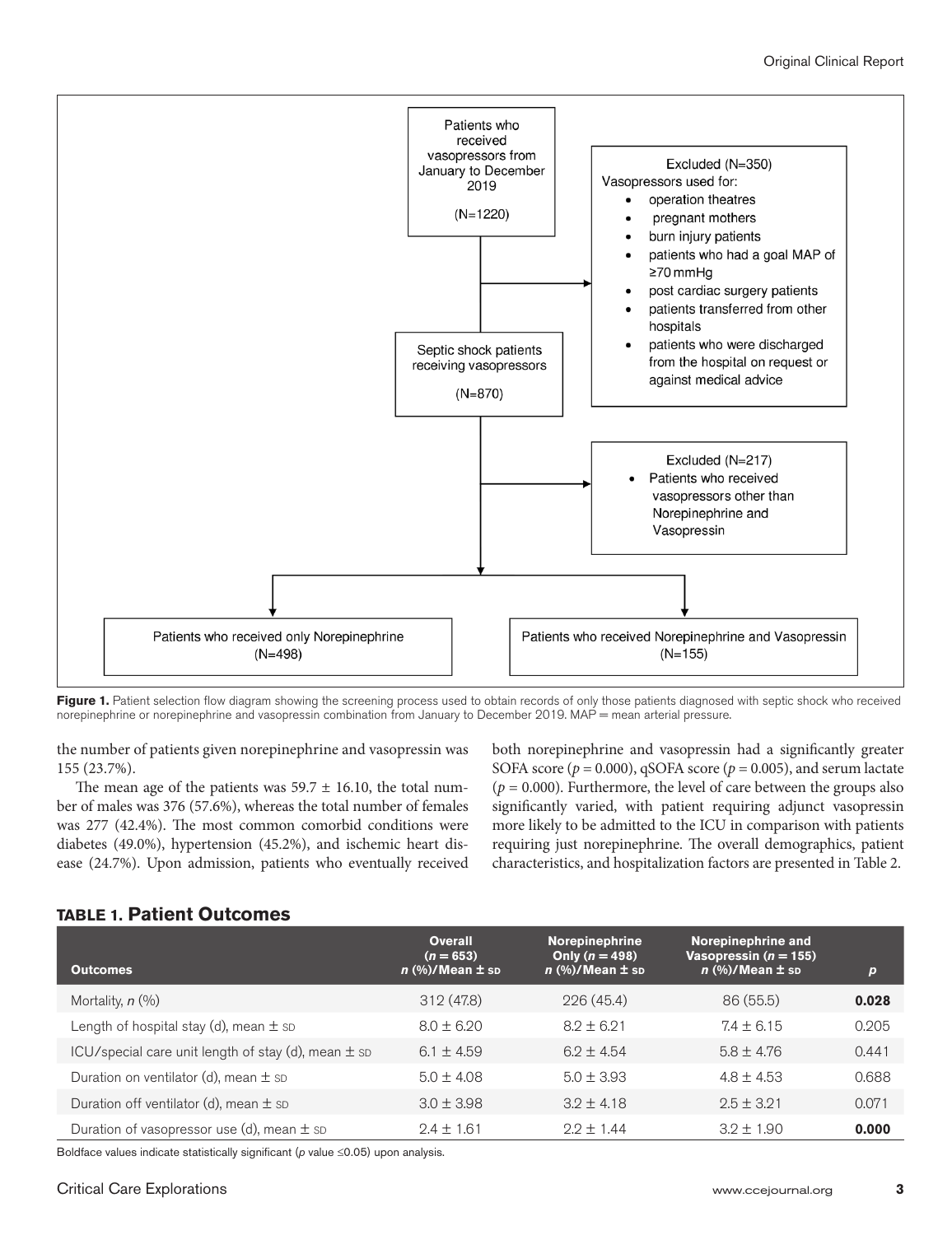Patients who received vasopressors from January to December 2019 (N=1220)

Excluded (N=350)
Vasopressors used for:
- operation theatres
- pregnant mothers
- burn injury patients
- patients who had a goal MAP of ≥70 mmHg
- post cardiac surgery patients
- patients transferred from other hospitals
- patients who were discharged from the hospital on request or against medical advice

Septic shock patients receiving vasopressors (N=870)

Excluded (N=217)
- Patients who received vasopressors other than Norepinephrine and Vasopressin

Patients who received only Norepinephrine (N=498)

Patients who received Norepinephrine and Vasopressin (N=155)

**Figure 1.** Patient selection flow diagram showing the screening process used to obtain records of only those patients diagnosed with septic shock who received norepinephrine or norepinephrine and vasopressin combination from January to December 2019. MAP = mean arterial pressure.

the number of patients given norepinephrine and vasopressin was 155 (23.7%).

The mean age of the patients was 59.7 ± 16.10, the total number of males was 376 (57.6%), whereas the total number of females was 277 (42.4%). The most common comorbid conditions were diabetes (49.0%), hypertension (45.2%), and ischemic heart disease (24.7%). Upon admission, patients who eventually received both norepinephrine and vasopressin had a significantly greater SOFA score ($p = 0.000$), qSOFA score ($p = 0.005$), and serum lactate ($p = 0.000$). Furthermore, the level of care between the groups also significantly varied, with patient requiring adjunct vasopressin more likely to be admitted to the ICU in comparison with patients requiring just norepinephrine. The overall demographics, patient characteristics, and hospitalization factors are presented in Table 2.

**TABLE 1. Patient Outcomes**

| Outcomes | Overall ($n = 653$) $n$ (%)/Mean ± SD | Norepinephrine Only ($n = 498$) $n$ (%)/Mean ± SD | Norepinephrine and Vasopressin ($n = 155$) $n$ (%)/Mean ± SD | $p$ |
|---|---|---|---|---|
| Mortality, $n$ (%) | 312 (47.8) | 226 (45.4) | 86 (55.5) | **0.028** |
| Length of hospital stay (d), mean ± SD | 8.0 ± 6.20 | 8.2 ± 6.21 | 7.4 ± 6.15 | 0.205 |
| ICU/special care unit length of stay (d), mean ± SD | 6.1 ± 4.59 | 6.2 ± 4.54 | 5.8 ± 4.76 | 0.441 |
| Duration on ventilator (d), mean ± SD | 5.0 ± 4.08 | 5.0 ± 3.93 | 4.8 ± 4.53 | 0.688 |
| Duration off ventilator (d), mean ± SD | 3.0 ± 3.98 | 3.2 ± 4.18 | 2.5 ± 3.21 | 0.071 |
| Duration of vasopressor use (d), mean ± SD | 2.4 ± 1.61 | 2.2 ± 1.44 | 3.2 ± 1.90 | **0.000** |

Boldface values indicate statistically significant ($p$ value ≤0.05) upon analysis.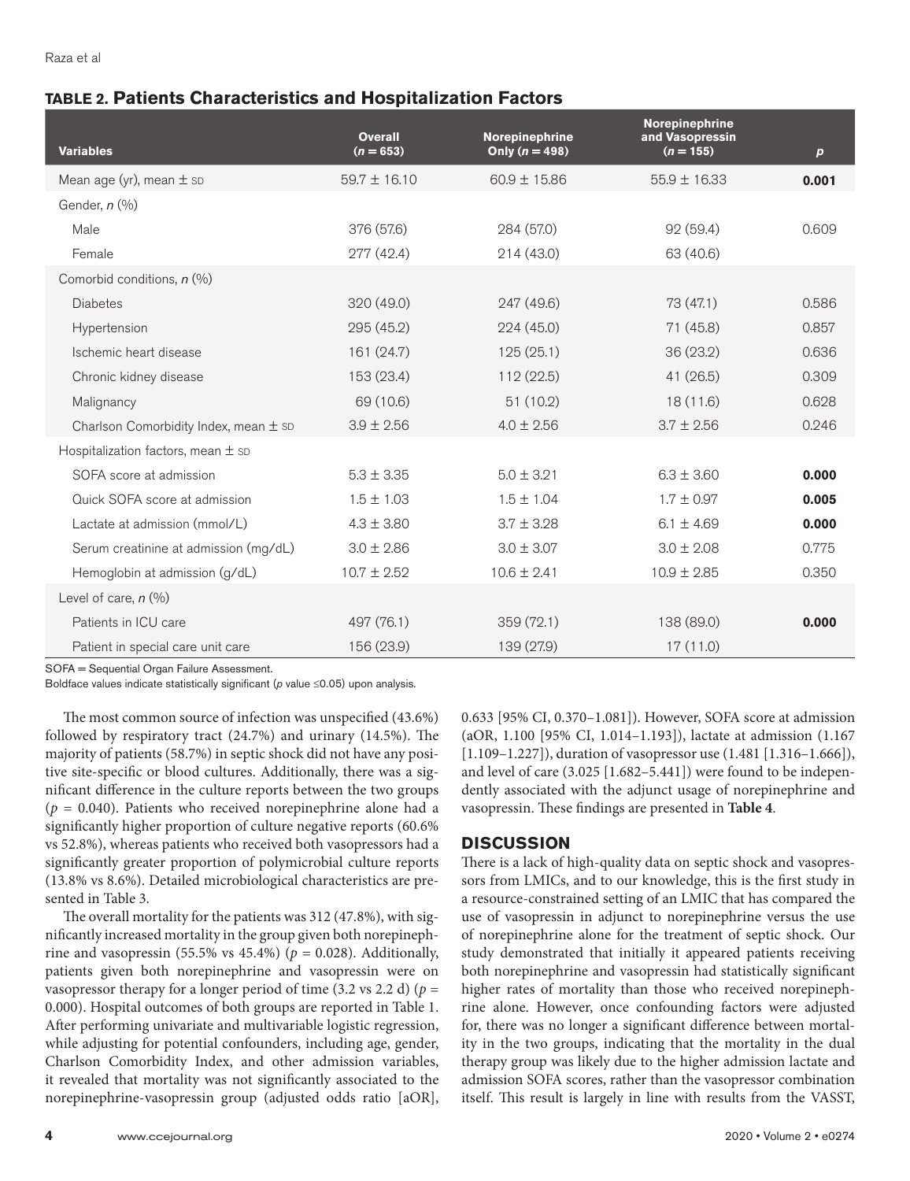**TABLE 2. Patients Characteristics and Hospitalization Factors**

| Variables | Overall (n = 653) | Norepinephrine Only (n = 498) | Norepinephrine and Vasopressin (n = 155) | p |
|---|---|---|---|---|
| Mean age (yr), mean ± SD | 59.7 ± 16.10 | 60.9 ± 15.86 | 55.9 ± 16.33 | **0.001** |
| Gender, n (%) | | | | |
| Male | 376 (57.6) | 284 (57.0) | 92 (59.4) | 0.609 |
| Female | 277 (42.4) | 214 (43.0) | 63 (40.6) | |
| Comorbid conditions, n (%) | | | | |
| Diabetes | 320 (49.0) | 247 (49.6) | 73 (47.1) | 0.586 |
| Hypertension | 295 (45.2) | 224 (45.0) | 71 (45.8) | 0.857 |
| Ischemic heart disease | 161 (24.7) | 125 (25.1) | 36 (23.2) | 0.636 |
| Chronic kidney disease | 153 (23.4) | 112 (22.5) | 41 (26.5) | 0.309 |
| Malignancy | 69 (10.6) | 51 (10.2) | 18 (11.6) | 0.628 |
| Charlson Comorbidity Index, mean ± SD | 3.9 ± 2.56 | 4.0 ± 2.56 | 3.7 ± 2.56 | 0.246 |
| Hospitalization factors, mean ± SD | | | | |
| SOFA score at admission | 5.3 ± 3.35 | 5.0 ± 3.21 | 6.3 ± 3.60 | **0.000** |
| Quick SOFA score at admission | 1.5 ± 1.03 | 1.5 ± 1.04 | 1.7 ± 0.97 | **0.005** |
| Lactate at admission (mmol/L) | 4.3 ± 3.80 | 3.7 ± 3.28 | 6.1 ± 4.69 | **0.000** |
| Serum creatinine at admission (mg/dL) | 3.0 ± 2.86 | 3.0 ± 3.07 | 3.0 ± 2.08 | 0.775 |
| Hemoglobin at admission (g/dL) | 10.7 ± 2.52 | 10.6 ± 2.41 | 10.9 ± 2.85 | 0.350 |
| Level of care, n (%) | | | | |
| Patients in ICU care | 497 (76.1) | 359 (72.1) | 138 (89.0) | **0.000** |
| Patient in special care unit care | 156 (23.9) | 139 (27.9) | 17 (11.0) | |

SOFA = Sequential Organ Failure Assessment.

Boldface values indicate statistically significant ($p$ value ≤0.05) upon analysis.

The most common source of infection was unspecified (43.6%) followed by respiratory tract (24.7%) and urinary (14.5%). The majority of patients (58.7%) in septic shock did not have any positive site-specific or blood cultures. Additionally, there was a significant difference in the culture reports between the two groups ($p = 0.040$). Patients who received norepinephrine alone had a significantly higher proportion of culture negative reports (60.6% vs 52.8%), whereas patients who received both vasopressors had a significantly greater proportion of polymicrobial culture reports (13.8% vs 8.6%). Detailed microbiological characteristics are presented in Table 3.

The overall mortality for the patients was 312 (47.8%), with significantly increased mortality in the group given both norepinephrine and vasopressin (55.5% vs 45.4%) ($p = 0.028$). Additionally, patients given both norepinephrine and vasopressin were on vasopressor therapy for a longer period of time (3.2 vs 2.2 d) ($p = 0.000$). Hospital outcomes of both groups are reported in Table 1. After performing univariate and multivariable logistic regression, while adjusting for potential confounders, including age, gender, Charlson Comorbidity Index, and other admission variables, it revealed that mortality was not significantly associated to the norepinephrine-vasopressin group (adjusted odds ratio [aOR], 0.633 [95% CI, 0.370–1.081]). However, SOFA score at admission (aOR, 1.100 [95% CI, 1.014–1.193]), lactate at admission (1.167 [1.109–1.227]), duration of vasopressor use (1.481 [1.316–1.666]), and level of care (3.025 [1.682–5.441]) were found to be independently associated with the adjunct usage of norepinephrine and vasopressin. These findings are presented in **Table 4**.

## DISCUSSION

There is a lack of high-quality data on septic shock and vasopressors from LMICs, and to our knowledge, this is the first study in a resource-constrained setting of an LMIC that has compared the use of vasopressin in adjunct to norepinephrine versus the use of norepinephrine alone for the treatment of septic shock. Our study demonstrated that initially it appeared patients receiving both norepinephrine and vasopressin had statistically significant higher rates of mortality than those who received norepinephrine alone. However, once confounding factors were adjusted for, there was no longer a significant difference between mortality in the two groups, indicating that the mortality in the dual therapy group was likely due to the higher admission lactate and admission SOFA scores, rather than the vasopressor combination itself. This result is largely in line with results from the VASST,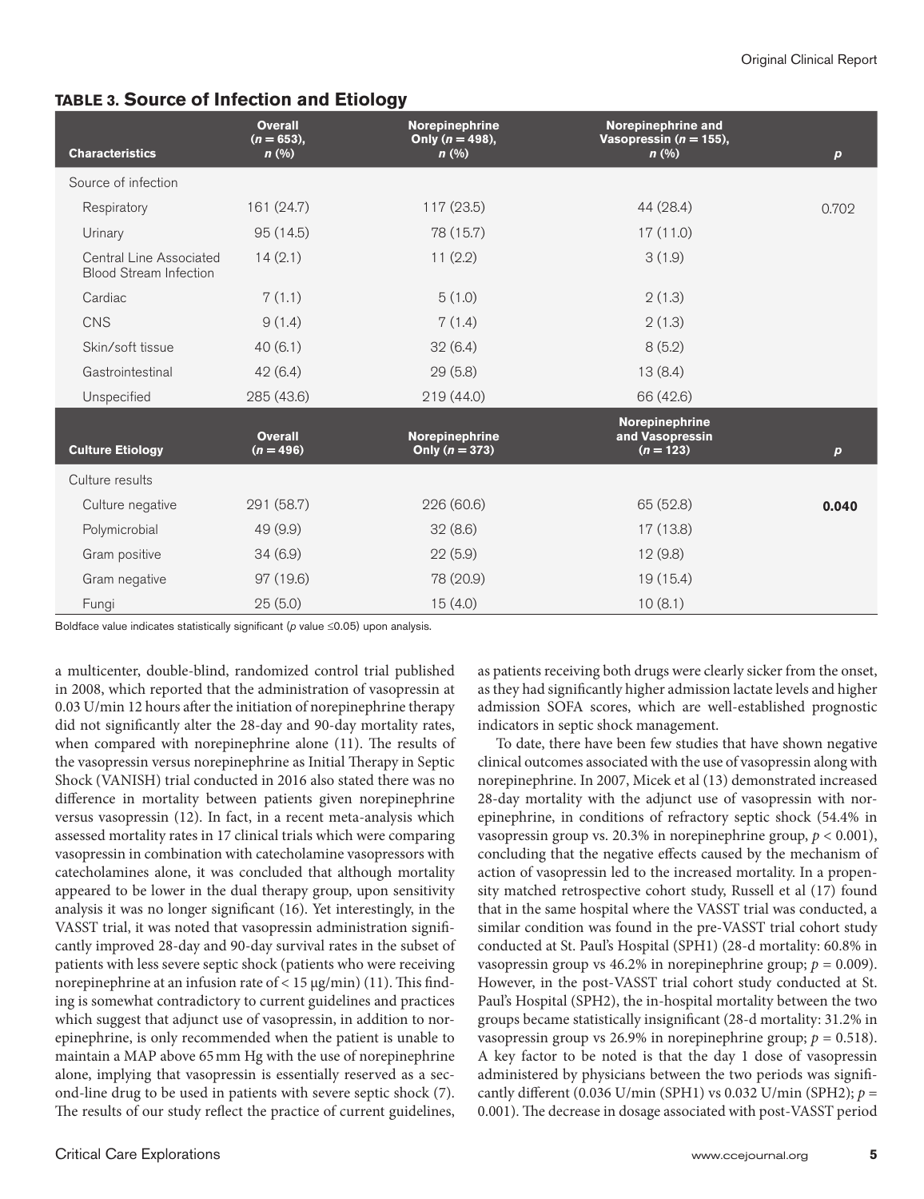**TABLE 3. Source of Infection and Etiology**

| Characteristics | Overall ($n = 653$), n (%) | Norepinephrine Only ($n = 498$), n (%) | Norepinephrine and Vasopressin ($n = 155$), n (%) | p |
|---|---|---|---|---|
| Source of infection | | | | |
| Respiratory | 161 (24.7) | 117 (23.5) | 44 (28.4) | 0.702 |
| Urinary | 95 (14.5) | 78 (15.7) | 17 (11.0) | |
| Central Line Associated Blood Stream Infection | 14 (2.1) | 11 (2.2) | 3 (1.9) | |
| Cardiac | 7 (1.1) | 5 (1.0) | 2 (1.3) | |
| CNS | 9 (1.4) | 7 (1.4) | 2 (1.3) | |
| Skin/soft tissue | 40 (6.1) | 32 (6.4) | 8 (5.2) | |
| Gastrointestinal | 42 (6.4) | 29 (5.8) | 13 (8.4) | |
| Unspecified | 285 (43.6) | 219 (44.0) | 66 (42.6) | |
| **Culture Etiology** | **Overall ($n = 496$)** | **Norepinephrine Only ($n = 373$)** | **Norepinephrine and Vasopressin ($n = 123$)** | **p** |
| Culture results | | | | |
| Culture negative | 291 (58.7) | 226 (60.6) | 65 (52.8) | **0.040** |
| Polymicrobial | 49 (9.9) | 32 (8.6) | 17 (13.8) | |
| Gram positive | 34 (6.9) | 22 (5.9) | 12 (9.8) | |
| Gram negative | 97 (19.6) | 78 (20.9) | 19 (15.4) | |
| Fungi | 25 (5.0) | 15 (4.0) | 10 (8.1) | |

Boldface value indicates statistically significant ($p$ value $\leq 0.05$) upon analysis.

a multicenter, double-blind, randomized control trial published in 2008, which reported that the administration of vasopressin at 0.03 U/min 12 hours after the initiation of norepinephrine therapy did not significantly alter the 28-day and 90-day mortality rates, when compared with norepinephrine alone (11). The results of the vasopressin versus norepinephrine as Initial Therapy in Septic Shock (VANISH) trial conducted in 2016 also stated there was no difference in mortality between patients given norepinephrine versus vasopressin (12). In fact, in a recent meta-analysis which assessed mortality rates in 17 clinical trials which were comparing vasopressin in combination with catecholamine vasopressors with catecholamines alone, it was concluded that although mortality appeared to be lower in the dual therapy group, upon sensitivity analysis it was no longer significant (16). Yet interestingly, in the VASST trial, it was noted that vasopressin administration significantly improved 28-day and 90-day survival rates in the subset of patients with less severe septic shock (patients who were receiving norepinephrine at an infusion rate of < 15 μg/min) (11). This finding is somewhat contradictory to current guidelines and practices which suggest that adjunct use of vasopressin, in addition to norepinephrine, is only recommended when the patient is unable to maintain a MAP above 65 mm Hg with the use of norepinephrine alone, implying that vasopressin is essentially reserved as a second-line drug to be used in patients with severe septic shock (7). The results of our study reflect the practice of current guidelines, as patients receiving both drugs were clearly sicker from the onset, as they had significantly higher admission lactate levels and higher admission SOFA scores, which are well-established prognostic indicators in septic shock management.

To date, there have been few studies that have shown negative clinical outcomes associated with the use of vasopressin along with norepinephrine. In 2007, Micek et al (13) demonstrated increased 28-day mortality with the adjunct use of vasopressin with norepinephrine, in conditions of refractory septic shock (54.4% in vasopressin group vs. 20.3% in norepinephrine group, $p < 0.001$), concluding that the negative effects caused by the mechanism of action of vasopressin led to the increased mortality. In a propensity matched retrospective cohort study, Russell et al (17) found that in the same hospital where the VASST trial was conducted, a similar condition was found in the pre-VASST trial cohort study conducted at St. Paul's Hospital (SPH1) (28-d mortality: 60.8% in vasopressin group vs 46.2% in norepinephrine group; $p = 0.009$). However, in the post-VASST trial cohort study conducted at St. Paul's Hospital (SPH2), the in-hospital mortality between the two groups became statistically insignificant (28-d mortality: 31.2% in vasopressin group vs 26.9% in norepinephrine group; $p = 0.518$). A key factor to be noted is that the day 1 dose of vasopressin administered by physicians between the two periods was significantly different (0.036 U/min (SPH1) vs 0.032 U/min (SPH2); $p = 0.001$). The decrease in dosage associated with post-VASST period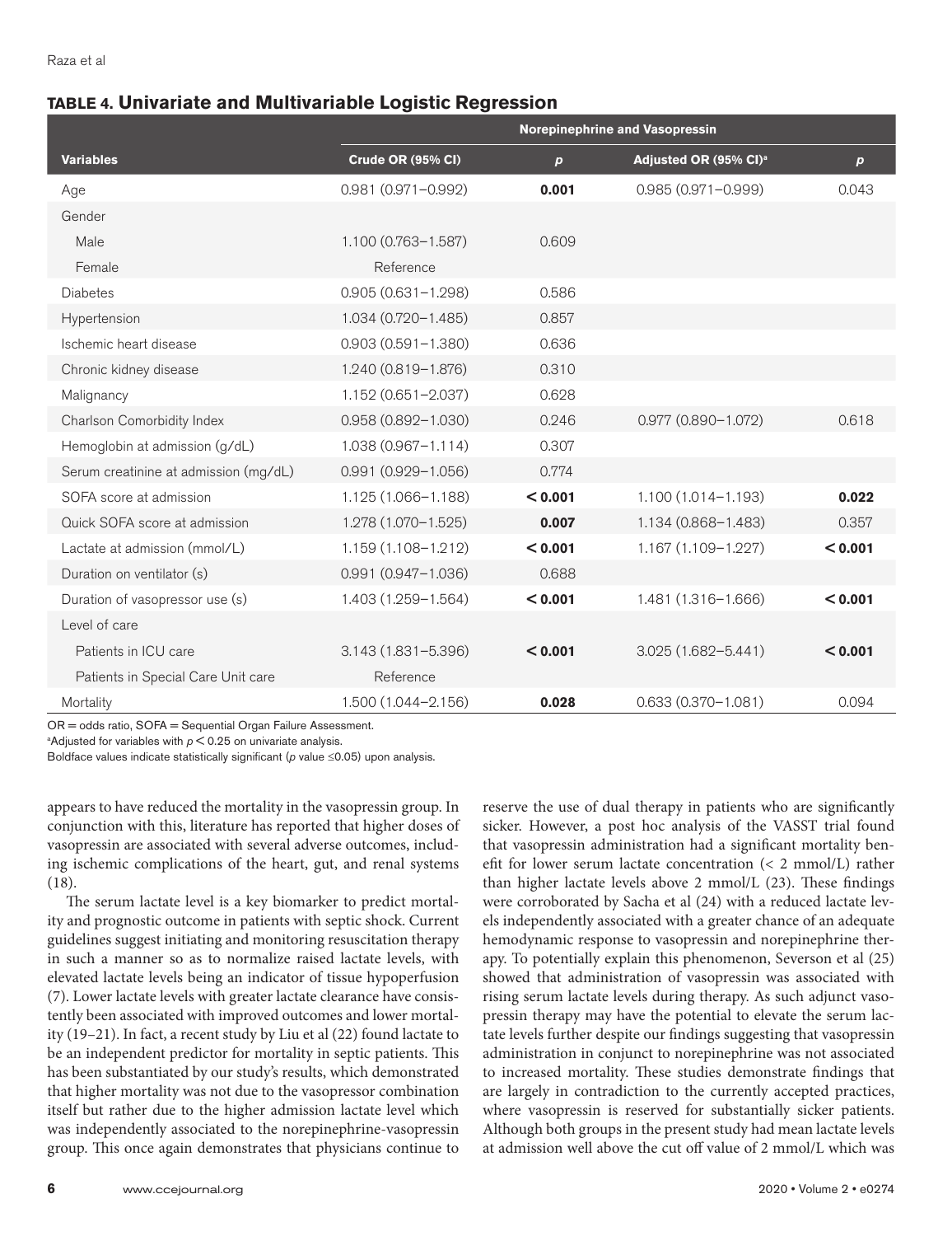**TABLE 4. Univariate and Multivariable Logistic Regression**

| | Norepinephrine and Vasopressin | | | |
|---|---|---|---|---|
| **Variables** | **Crude OR (95% CI)** | ***p*** | **Adjusted OR (95% CI)[a]** | ***p*** |
| Age | 0.981 (0.971–0.992) | **0.001** | 0.985 (0.971–0.999) | 0.043 |
| Gender | | | | |
| Male | 1.100 (0.763–1.587) | 0.609 | | |
| Female | Reference | | | |
| Diabetes | 0.905 (0.631–1.298) | 0.586 | | |
| Hypertension | 1.034 (0.720–1.485) | 0.857 | | |
| Ischemic heart disease | 0.903 (0.591–1.380) | 0.636 | | |
| Chronic kidney disease | 1.240 (0.819–1.876) | 0.310 | | |
| Malignancy | 1.152 (0.651–2.037) | 0.628 | | |
| Charlson Comorbidity Index | 0.958 (0.892–1.030) | 0.246 | 0.977 (0.890–1.072) | 0.618 |
| Hemoglobin at admission (g/dL) | 1.038 (0.967–1.114) | 0.307 | | |
| Serum creatinine at admission (mg/dL) | 0.991 (0.929–1.056) | 0.774 | | |
| SOFA score at admission | 1.125 (1.066–1.188) | **< 0.001** | 1.100 (1.014–1.193) | **0.022** |
| Quick SOFA score at admission | 1.278 (1.070–1.525) | **0.007** | 1.134 (0.868–1.483) | 0.357 |
| Lactate at admission (mmol/L) | 1.159 (1.108–1.212) | **< 0.001** | 1.167 (1.109–1.227) | **< 0.001** |
| Duration on ventilator (s) | 0.991 (0.947–1.036) | 0.688 | | |
| Duration of vasopressor use (s) | 1.403 (1.259–1.564) | **< 0.001** | 1.481 (1.316–1.666) | **< 0.001** |
| Level of care | | | | |
| Patients in ICU care | 3.143 (1.831–5.396) | **< 0.001** | 3.025 (1.682–5.441) | **< 0.001** |
| Patients in Special Care Unit care | Reference | | | |
| Mortality | 1.500 (1.044–2.156) | **0.028** | 0.633 (0.370–1.081) | 0.094 |

OR = odds ratio, SOFA = Sequential Organ Failure Assessment.

[a]Adjusted for variables with $p < 0.25$ on univariate analysis.

Boldface values indicate statistically significant ($p$ value ≤0.05) upon analysis.

appears to have reduced the mortality in the vasopressin group. In conjunction with this, literature has reported that higher doses of vasopressin are associated with several adverse outcomes, including ischemic complications of the heart, gut, and renal systems (18).

The serum lactate level is a key biomarker to predict mortality and prognostic outcome in patients with septic shock. Current guidelines suggest initiating and monitoring resuscitation therapy in such a manner so as to normalize raised lactate levels, with elevated lactate levels being an indicator of tissue hypoperfusion (7). Lower lactate levels with greater lactate clearance have consistently been associated with improved outcomes and lower mortality (19–21). In fact, a recent study by Liu et al (22) found lactate to be an independent predictor for mortality in septic patients. This has been substantiated by our study's results, which demonstrated that higher mortality was not due to the vasopressor combination itself but rather due to the higher admission lactate level which was independently associated to the norepinephrine-vasopressin group. This once again demonstrates that physicians continue to reserve the use of dual therapy in patients who are significantly sicker. However, a post hoc analysis of the VASST trial found that vasopressin administration had a significant mortality benefit for lower serum lactate concentration (< 2 mmol/L) rather than higher lactate levels above 2 mmol/L (23). These findings were corroborated by Sacha et al (24) with a reduced lactate levels independently associated with a greater chance of an adequate hemodynamic response to vasopressin and norepinephrine therapy. To potentially explain this phenomenon, Severson et al (25) showed that administration of vasopressin was associated with rising serum lactate levels during therapy. As such adjunct vasopressin therapy may have the potential to elevate the serum lactate levels further despite our findings suggesting that vasopressin administration in conjunct to norepinephrine was not associated to increased mortality. These studies demonstrate findings that are largely in contradiction to the currently accepted practices, where vasopressin is reserved for substantially sicker patients. Although both groups in the present study had mean lactate levels at admission well above the cut off value of 2 mmol/L which was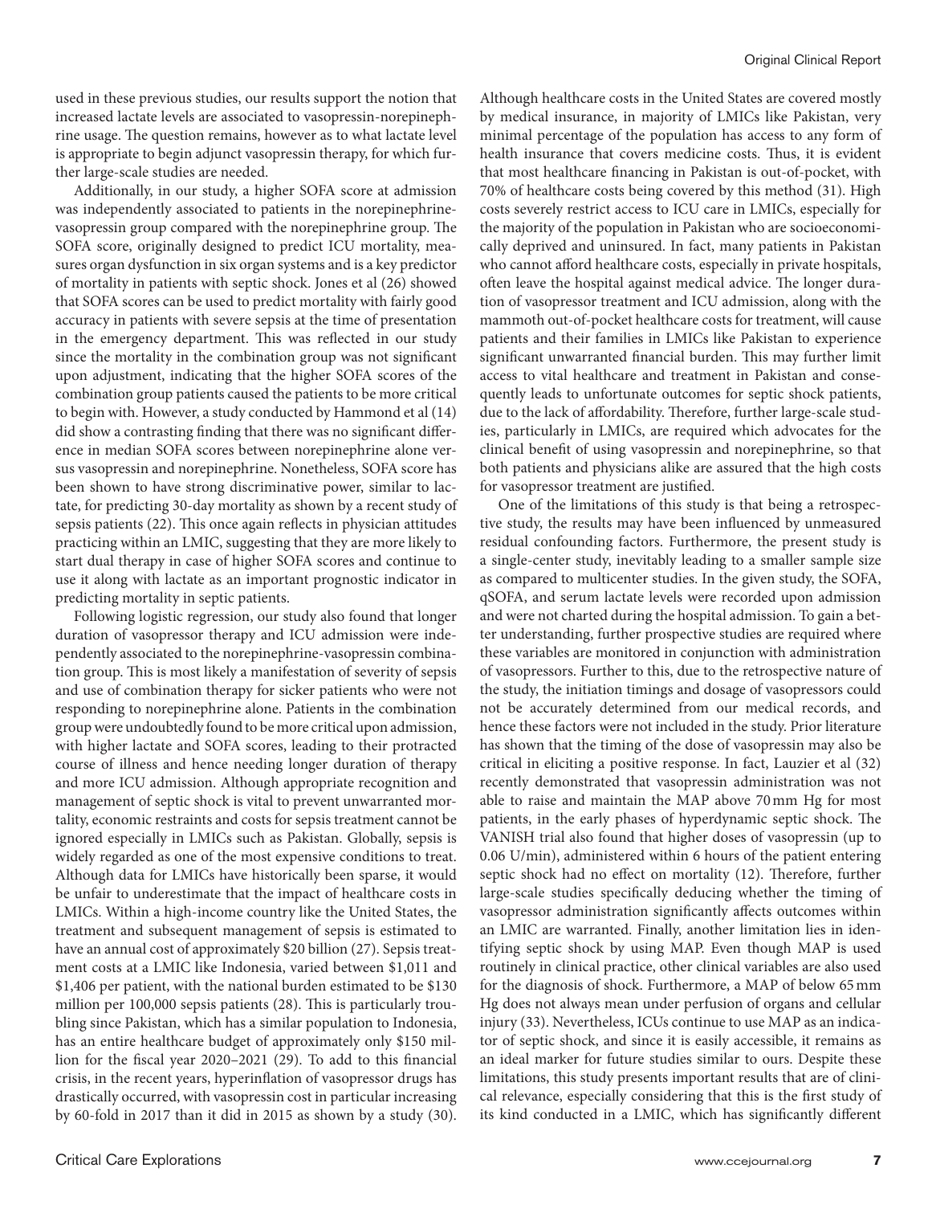used in these previous studies, our results support the notion that increased lactate levels are associated to vasopressin-norepinephrine usage. The question remains, however as to what lactate level is appropriate to begin adjunct vasopressin therapy, for which further large-scale studies are needed.

Additionally, in our study, a higher SOFA score at admission was independently associated to patients in the norepinephrine-vasopressin group compared with the norepinephrine group. The SOFA score, originally designed to predict ICU mortality, measures organ dysfunction in six organ systems and is a key predictor of mortality in patients with septic shock. Jones et al (26) showed that SOFA scores can be used to predict mortality with fairly good accuracy in patients with severe sepsis at the time of presentation in the emergency department. This was reflected in our study since the mortality in the combination group was not significant upon adjustment, indicating that the higher SOFA scores of the combination group patients caused the patients to be more critical to begin with. However, a study conducted by Hammond et al (14) did show a contrasting finding that there was no significant difference in median SOFA scores between norepinephrine alone versus vasopressin and norepinephrine. Nonetheless, SOFA score has been shown to have strong discriminative power, similar to lactate, for predicting 30-day mortality as shown by a recent study of sepsis patients (22). This once again reflects in physician attitudes practicing within an LMIC, suggesting that they are more likely to start dual therapy in case of higher SOFA scores and continue to use it along with lactate as an important prognostic indicator in predicting mortality in septic patients.

Following logistic regression, our study also found that longer duration of vasopressor therapy and ICU admission were independently associated to the norepinephrine-vasopressin combination group. This is most likely a manifestation of severity of sepsis and use of combination therapy for sicker patients who were not responding to norepinephrine alone. Patients in the combination group were undoubtedly found to be more critical upon admission, with higher lactate and SOFA scores, leading to their protracted course of illness and hence needing longer duration of therapy and more ICU admission. Although appropriate recognition and management of septic shock is vital to prevent unwarranted mortality, economic restraints and costs for sepsis treatment cannot be ignored especially in LMICs such as Pakistan. Globally, sepsis is widely regarded as one of the most expensive conditions to treat. Although data for LMICs have historically been sparse, it would be unfair to underestimate that the impact of healthcare costs in LMICs. Within a high-income country like the United States, the treatment and subsequent management of sepsis is estimated to have an annual cost of approximately $20 billion (27). Sepsis treatment costs at a LMIC like Indonesia, varied between $1,011 and $1,406 per patient, with the national burden estimated to be $130 million per 100,000 sepsis patients (28). This is particularly troubling since Pakistan, which has a similar population to Indonesia, has an entire healthcare budget of approximately only $150 million for the fiscal year 2020–2021 (29). To add to this financial crisis, in the recent years, hyperinflation of vasopressor drugs has drastically occurred, with vasopressin cost in particular increasing by 60-fold in 2017 than it did in 2015 as shown by a study (30). Although healthcare costs in the United States are covered mostly by medical insurance, in majority of LMICs like Pakistan, very minimal percentage of the population has access to any form of health insurance that covers medicine costs. Thus, it is evident that most healthcare financing in Pakistan is out-of-pocket, with 70% of healthcare costs being covered by this method (31). High costs severely restrict access to ICU care in LMICs, especially for the majority of the population in Pakistan who are socioeconomically deprived and uninsured. In fact, many patients in Pakistan who cannot afford healthcare costs, especially in private hospitals, often leave the hospital against medical advice. The longer duration of vasopressor treatment and ICU admission, along with the mammoth out-of-pocket healthcare costs for treatment, will cause patients and their families in LMICs like Pakistan to experience significant unwarranted financial burden. This may further limit access to vital healthcare and treatment in Pakistan and consequently leads to unfortunate outcomes for septic shock patients, due to the lack of affordability. Therefore, further large-scale studies, particularly in LMICs, are required which advocates for the clinical benefit of using vasopressin and norepinephrine, so that both patients and physicians alike are assured that the high costs for vasopressor treatment are justified.

One of the limitations of this study is that being a retrospective study, the results may have been influenced by unmeasured residual confounding factors. Furthermore, the present study is a single-center study, inevitably leading to a smaller sample size as compared to multicenter studies. In the given study, the SOFA, qSOFA, and serum lactate levels were recorded upon admission and were not charted during the hospital admission. To gain a better understanding, further prospective studies are required where these variables are monitored in conjunction with administration of vasopressors. Further to this, due to the retrospective nature of the study, the initiation timings and dosage of vasopressors could not be accurately determined from our medical records, and hence these factors were not included in the study. Prior literature has shown that the timing of the dose of vasopressin may also be critical in eliciting a positive response. In fact, Lauzier et al (32) recently demonstrated that vasopressin administration was not able to raise and maintain the MAP above 70 mm Hg for most patients, in the early phases of hyperdynamic septic shock. The VANISH trial also found that higher doses of vasopressin (up to 0.06 U/min), administered within 6 hours of the patient entering septic shock had no effect on mortality (12). Therefore, further large-scale studies specifically deducing whether the timing of vasopressor administration significantly affects outcomes within an LMIC are warranted. Finally, another limitation lies in identifying septic shock by using MAP. Even though MAP is used routinely in clinical practice, other clinical variables are also used for the diagnosis of shock. Furthermore, a MAP of below 65 mm Hg does not always mean under perfusion of organs and cellular injury (33). Nevertheless, ICUs continue to use MAP as an indicator of septic shock, and since it is easily accessible, it remains as an ideal marker for future studies similar to ours. Despite these limitations, this study presents important results that are of clinical relevance, especially considering that this is the first study of its kind conducted in a LMIC, which has significantly different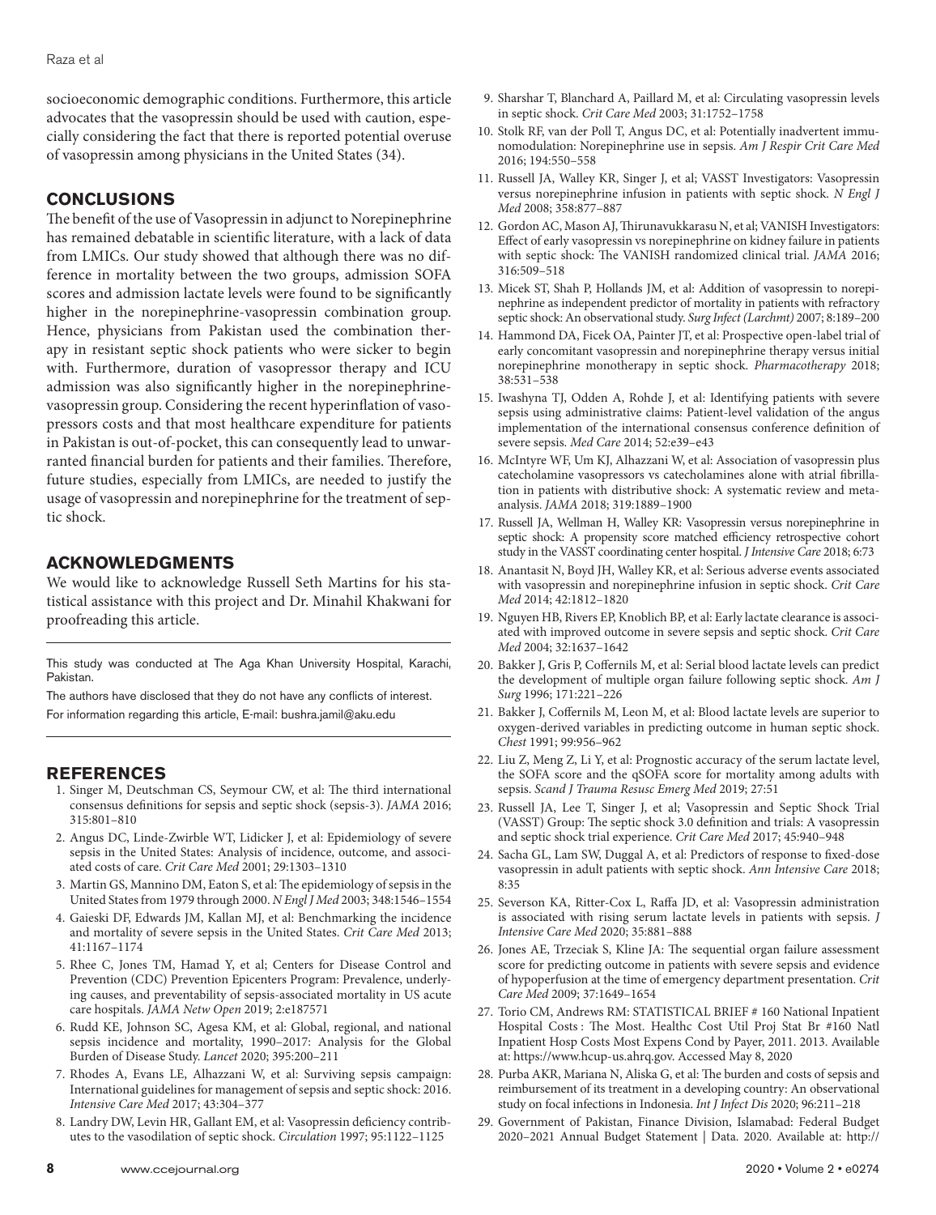socioeconomic demographic conditions. Furthermore, this article advocates that the vasopressin should be used with caution, especially considering the fact that there is reported potential overuse of vasopressin among physicians in the United States (34).

## CONCLUSIONS

The benefit of the use of Vasopressin in adjunct to Norepinephrine has remained debatable in scientific literature, with a lack of data from LMICs. Our study showed that although there was no difference in mortality between the two groups, admission SOFA scores and admission lactate levels were found to be significantly higher in the norepinephrine-vasopressin combination group. Hence, physicians from Pakistan used the combination therapy in resistant septic shock patients who were sicker to begin with. Furthermore, duration of vasopressor therapy and ICU admission was also significantly higher in the norepinephrine-vasopressin group. Considering the recent hyperinflation of vasopressors costs and that most healthcare expenditure for patients in Pakistan is out-of-pocket, this can consequently lead to unwarranted financial burden for patients and their families. Therefore, future studies, especially from LMICs, are needed to justify the usage of vasopressin and norepinephrine for the treatment of septic shock.

## ACKNOWLEDGMENTS

We would like to acknowledge Russell Seth Martins for his statistical assistance with this project and Dr. Minahil Khakwani for proofreading this article.

This study was conducted at The Aga Khan University Hospital, Karachi, Pakistan.

The authors have disclosed that they do not have any conflicts of interest.

For information regarding this article, E-mail: bushra.jamil@aku.edu

## REFERENCES

1. Singer M, Deutschman CS, Seymour CW, et al: The third international consensus definitions for sepsis and septic shock (sepsis-3). *JAMA* 2016; 315:801–810
2. Angus DC, Linde-Zwirble WT, Lidicker J, et al: Epidemiology of severe sepsis in the United States: Analysis of incidence, outcome, and associated costs of care. *Crit Care Med* 2001; 29:1303–1310
3. Martin GS, Mannino DM, Eaton S, et al: The epidemiology of sepsis in the United States from 1979 through 2000. *N Engl J Med* 2003; 348:1546–1554
4. Gaieski DF, Edwards JM, Kallan MJ, et al: Benchmarking the incidence and mortality of severe sepsis in the United States. *Crit Care Med* 2013; 41:1167–1174
5. Rhee C, Jones TM, Hamad Y, et al; Centers for Disease Control and Prevention (CDC) Prevention Epicenters Program: Prevalence, underlying causes, and preventability of sepsis-associated mortality in US acute care hospitals. *JAMA Netw Open* 2019; 2:e187571
6. Rudd KE, Johnson SC, Agesa KM, et al: Global, regional, and national sepsis incidence and mortality, 1990–2017: Analysis for the Global Burden of Disease Study. *Lancet* 2020; 395:200–211
7. Rhodes A, Evans LE, Alhazzani W, et al: Surviving sepsis campaign: International guidelines for management of sepsis and septic shock: 2016. *Intensive Care Med* 2017; 43:304–377
8. Landry DW, Levin HR, Gallant EM, et al: Vasopressin deficiency contributes to the vasodilation of septic shock. *Circulation* 1997; 95:1122–1125
9. Sharshar T, Blanchard A, Paillard M, et al: Circulating vasopressin levels in septic shock. *Crit Care Med* 2003; 31:1752–1758
10. Stolk RF, van der Poll T, Angus DC, et al: Potentially inadvertent immunomodulation: Norepinephrine use in sepsis. *Am J Respir Crit Care Med* 2016; 194:550–558
11. Russell JA, Walley KR, Singer J, et al; VASST Investigators: Vasopressin versus norepinephrine infusion in patients with septic shock. *N Engl J Med* 2008; 358:877–887
12. Gordon AC, Mason AJ, Thirunavukkarasu N, et al; VANISH Investigators: Effect of early vasopressin vs norepinephrine on kidney failure in patients with septic shock: The VANISH randomized clinical trial. *JAMA* 2016; 316:509–518
13. Micek ST, Shah P, Hollands JM, et al: Addition of vasopressin to norepinephrine as independent predictor of mortality in patients with refractory septic shock: An observational study. *Surg Infect (Larchmt)* 2007; 8:189–200
14. Hammond DA, Ficek OA, Painter JT, et al: Prospective open-label trial of early concomitant vasopressin and norepinephrine therapy versus initial norepinephrine monotherapy in septic shock. *Pharmacotherapy* 2018; 38:531–538
15. Iwashyna TJ, Odden A, Rohde J, et al: Identifying patients with severe sepsis using administrative claims: Patient-level validation of the angus implementation of the international consensus conference definition of severe sepsis. *Med Care* 2014; 52:e39–e43
16. McIntyre WF, Um KJ, Alhazzani W, et al: Association of vasopressin plus catecholamine vasopressors vs catecholamines alone with atrial fibrillation in patients with distributive shock: A systematic review and meta-analysis. *JAMA* 2018; 319:1889–1900
17. Russell JA, Wellman H, Walley KR: Vasopressin versus norepinephrine in septic shock: A propensity score matched efficiency retrospective cohort study in the VASST coordinating center hospital. *J Intensive Care* 2018; 6:73
18. Anantasit N, Boyd JH, Walley KR, et al: Serious adverse events associated with vasopressin and norepinephrine infusion in septic shock. *Crit Care Med* 2014; 42:1812–1820
19. Nguyen HB, Rivers EP, Knoblich BP, et al: Early lactate clearance is associated with improved outcome in severe sepsis and septic shock. *Crit Care Med* 2004; 32:1637–1642
20. Bakker J, Gris P, Coffernils M, et al: Serial blood lactate levels can predict the development of multiple organ failure following septic shock. *Am J Surg* 1996; 171:221–226
21. Bakker J, Coffernils M, Leon M, et al: Blood lactate levels are superior to oxygen-derived variables in predicting outcome in human septic shock. *Chest* 1991; 99:956–962
22. Liu Z, Meng Z, Li Y, et al: Prognostic accuracy of the serum lactate level, the SOFA score and the qSOFA score for mortality among adults with sepsis. *Scand J Trauma Resusc Emerg Med* 2019; 27:51
23. Russell JA, Lee T, Singer J, et al; Vasopressin and Septic Shock Trial (VASST) Group: The septic shock 3.0 definition and trials: A vasopressin and septic shock trial experience. *Crit Care Med* 2017; 45:940–948
24. Sacha GL, Lam SW, Duggal A, et al: Predictors of response to fixed-dose vasopressin in adult patients with septic shock. *Ann Intensive Care* 2018; 8:35
25. Severson KA, Ritter-Cox L, Raffa JD, et al: Vasopressin administration is associated with rising serum lactate levels in patients with sepsis. *J Intensive Care Med* 2020; 35:881–888
26. Jones AE, Trzeciak S, Kline JA: The sequential organ failure assessment score for predicting outcome in patients with severe sepsis and evidence of hypoperfusion at the time of emergency department presentation. *Crit Care Med* 2009; 37:1649–1654
27. Torio CM, Andrews RM: STATISTICAL BRIEF # 160 National Inpatient Hospital Costs : The Most. Healthc Cost Util Proj Stat Br #160 Natl Inpatient Hosp Costs Most Expens Cond by Payer, 2011. 2013. Available at: https://www.hcup-us.ahrq.gov. Accessed May 8, 2020
28. Purba AKR, Mariana N, Aliska G, et al: The burden and costs of sepsis and reimbursement of its treatment in a developing country: An observational study on focal infections in Indonesia. *Int J Infect Dis* 2020; 96:211–218
29. Government of Pakistan, Finance Division, Islamabad: Federal Budget 2020–2021 Annual Budget Statement | Data. 2020. Available at: http://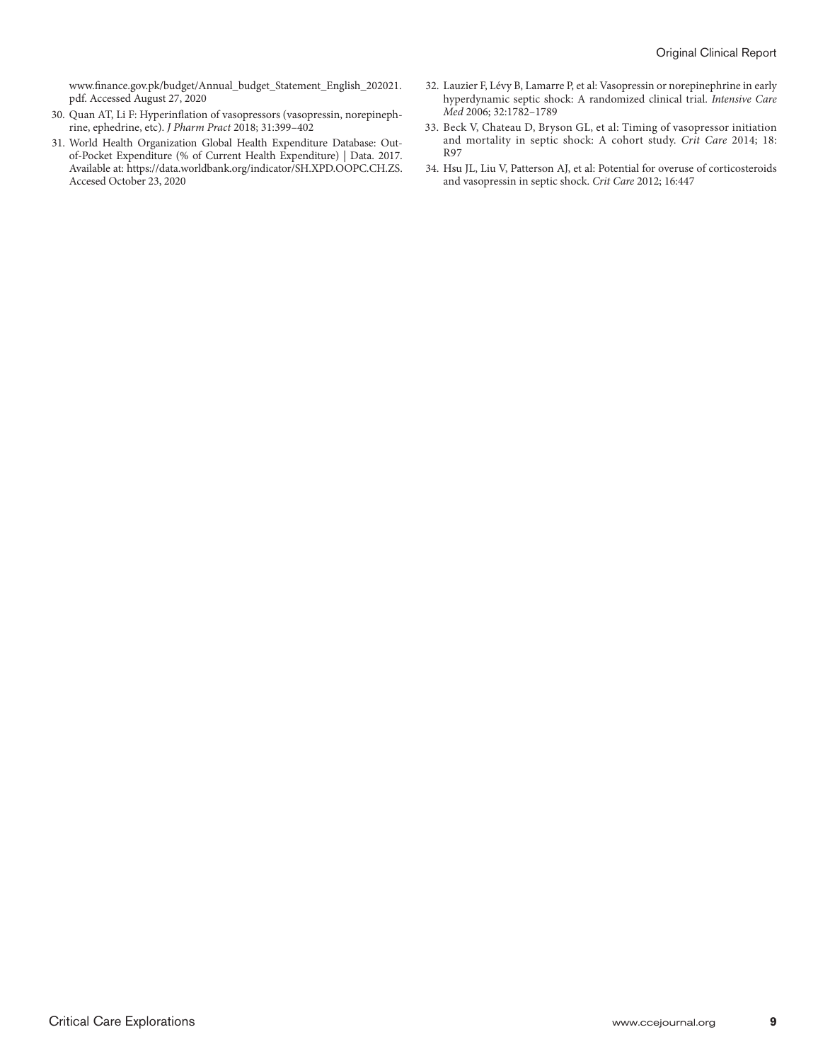www.finance.gov.pk/budget/Annual_budget_Statement_English_202021.pdf. Accessed August 27, 2020

30. Quan AT, Li F: Hyperinflation of vasopressors (vasopressin, norepinephrine, ephedrine, etc). *J Pharm Pract* 2018; 31:399–402
31. World Health Organization Global Health Expenditure Database: Out-of-Pocket Expenditure (% of Current Health Expenditure) | Data. 2017. Available at: https://data.worldbank.org/indicator/SH.XPD.OOPC.CH.ZS. Accesed October 23, 2020
32. Lauzier F, Lévy B, Lamarre P, et al: Vasopressin or norepinephrine in early hyperdynamic septic shock: A randomized clinical trial. *Intensive Care Med* 2006; 32:1782–1789
33. Beck V, Chateau D, Bryson GL, et al: Timing of vasopressor initiation and mortality in septic shock: A cohort study. *Crit Care* 2014; 18: R97
34. Hsu JL, Liu V, Patterson AJ, et al: Potential for overuse of corticosteroids and vasopressin in septic shock. *Crit Care* 2012; 16:447